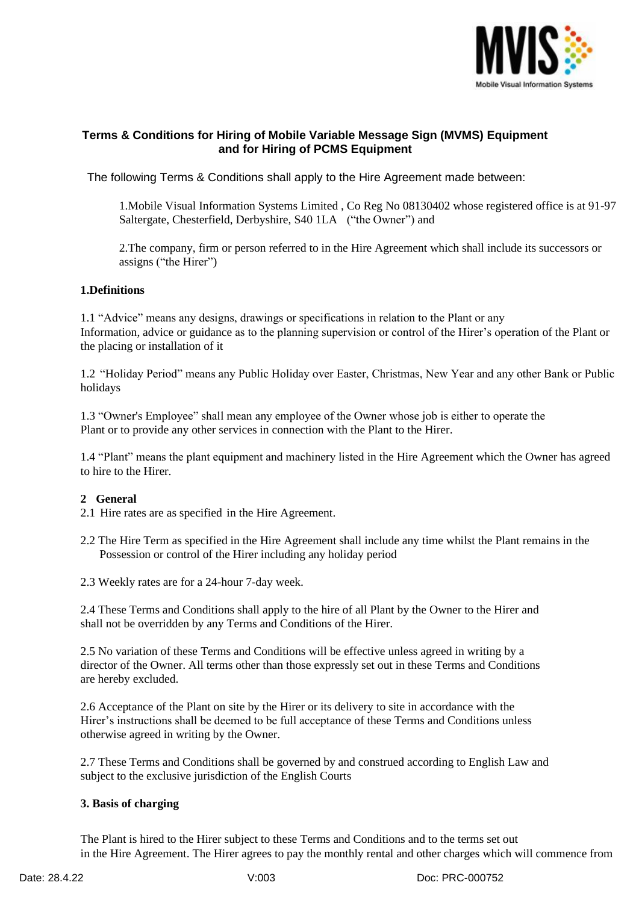**Terms & Conditions for Hiring of Mobile Variable Message Sign (MVMS) Equipment and for Hiring of PCMS Equipment**

The following Terms & Conditions shall apply to the Hire Agreement made between:

1.Mobile Visual Information Systems Limited , Co Reg No 08130402 whose registered office is at 91-97 Saltergate, Chesterfield, Derbyshire, S40 1LA ("the Owner") and

2.The company, firm or person referred to in the Hire Agreement which shall include its successors or assigns ("the Hirer")

**1.Definitions**

1.1 "Advice" means any designs, drawings or specifications in relation to the Plant or any Information, advice or guidance as to the planning supervision or control of the Hirer's operation of the Plant or the placing or installation of it

1.2 "Holiday Period" means any Public Holiday over Easter, Christmas, New Year and any other Bank or Public holidays

1.3 "Owner's Employee" shall mean any employee of the Owner whose job is either to operate the Plant or to provide any other services in connection with the Plant to the Hirer.

1.4 "Plant" means the plant equipment and machinery listed in the Hire Agreement which the Owner has agreed to hire to the Hirer.

**2 General**

2.1 Hire rates are as specified in the Hire Agreement.

2.2 The Hire Term as specified in the Hire Agreement shall include any time whilst the Plant remains in the Possession or control of the Hirer including any holiday period

2.3 Weekly rates are for a 24-hour 7-day week.

2.4 These Terms and Conditions shall apply to the hire of all Plant by the Owner to the Hirer and shall not be overridden by any Terms and Conditions of the Hirer.

2.5 No variation of these Terms and Conditions will be effective unless agreed in writing by a director of the Owner. All terms other than those expressly set out in these Terms and Conditions are hereby excluded.

2.6 Acceptance of the Plant on site by the Hirer or its delivery to site in accordance with the Hirer's instructions shall be deemed to be full acceptance of these Terms and Conditions unless otherwise agreed in writing by the Owner.

2.7 These Terms and Conditions shall be governed by and construed according to English Law and subject to the exclusive jurisdiction of the English Courts

**3. Basis of charging**

The Plant is hired to the Hirer subject to these Terms and Conditions and to the terms set out in the Hire Agreement. The Hirer agrees to pay the monthly rental and other charges which will commence from

Date: 28.4.22 V:003 Doc: PRC-000752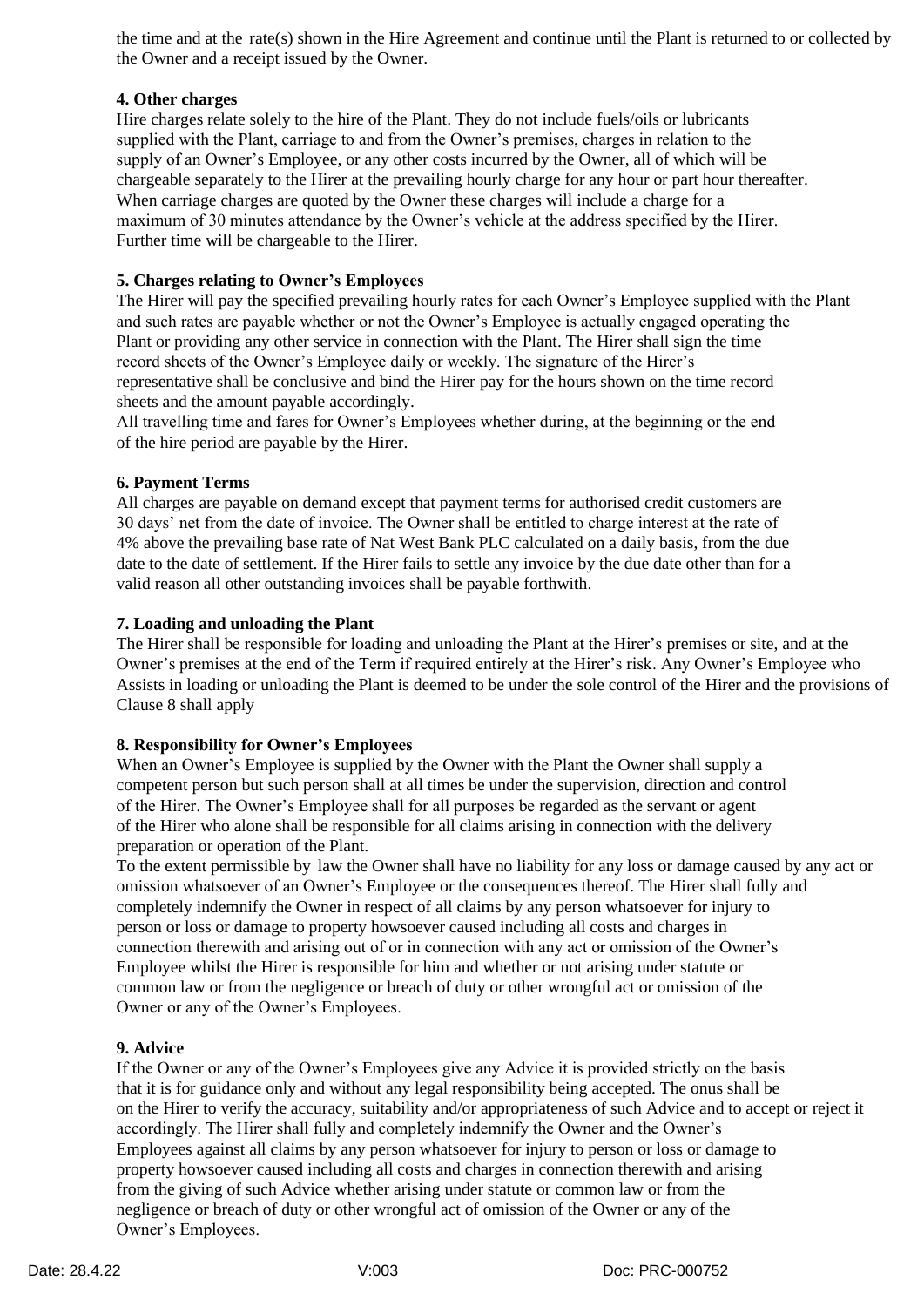the time and at the rate(s) shown in the Hire Agreement and continue until the Plant is returned to or collected by the Owner and a receipt issued by the Owner.

**4. Other charges**

Hire charges relate solely to the hire of the Plant. They do not include fuels/oils or lubricants supplied with the Plant, carriage to and from the Owner's premises, charges in relation to the supply of an Owner's Employee, or any other costs incurred by the Owner, all of which will be chargeable separately to the Hirer at the prevailing hourly charge for any hour or part hour thereafter. When carriage charges are quoted by the Owner these charges will include a charge for a maximum of 30 minutes attendance by the Owner's vehicle at the address specified by the Hirer. Further time will be chargeable to the Hirer.

**5. Charges relating to Owner's Employees**

The Hirer will pay the specified prevailing hourly rates for each Owner's Employee supplied with the Plant and such rates are payable whether or not the Owner's Employee is actually engaged operating the Plant or providing any other service in connection with the Plant. The Hirer shall sign the time record sheets of the Owner's Employee daily or weekly. The signature of the Hirer's representative shall be conclusive and bind the Hirer pay for the hours shown on the time record sheets and the amount payable accordingly.

All travelling time and fares for Owner's Employees whether during, at the beginning or the end of the hire period are payable by the Hirer.

**6. Payment Terms**

All charges are payable on demand except that payment terms for authorised credit customers are 30 days' net from the date of invoice. The Owner shall be entitled to charge interest at the rate of 4% above the prevailing base rate of Nat West Bank PLC calculated on a daily basis, from the due date to the date of settlement. If the Hirer fails to settle any invoice by the due date other than for a valid reason all other outstanding invoices shall be payable forthwith.

**7. Loading and unloading the Plant**

The Hirer shall be responsible for loading and unloading the Plant at the Hirer's premises or site, and at the Owner's premises at the end of the Term if required entirely at the Hirer's risk. Any Owner's Employee who Assists in loading or unloading the Plant is deemed to be under the sole control of the Hirer and the provisions of Clause 8 shall apply

**8. Responsibility for Owner's Employees**

When an Owner's Employee is supplied by the Owner with the Plant the Owner shall supply a competent person but such person shall at all times be under the supervision, direction and control of the Hirer. The Owner's Employee shall for all purposes be regarded as the servant or agent of the Hirer who alone shall be responsible for all claims arising in connection with the delivery preparation or operation of the Plant.

To the extent permissible by law the Owner shall have no liability for any loss or damage caused by any act or omission whatsoever of an Owner's Employee or the consequences thereof. The Hirer shall fully and completely indemnify the Owner in respect of all claims by any person whatsoever for injury to person or loss or damage to property howsoever caused including all costs and charges in connection therewith and arising out of or in connection with any act or omission of the Owner's Employee whilst the Hirer is responsible for him and whether or not arising under statute or common law or from the negligence or breach of duty or other wrongful act or omission of the Owner or any of the Owner's Employees.

**9. Advice**

If the Owner or any of the Owner's Employees give any Advice it is provided strictly on the basis that it is for guidance only and without any legal responsibility being accepted. The onus shall be on the Hirer to verify the accuracy, suitability and/or appropriateness of such Advice and to accept or reject it accordingly. The Hirer shall fully and completely indemnify the Owner and the Owner's Employees against all claims by any person whatsoever for injury to person or loss or damage to property howsoever caused including all costs and charges in connection therewith and arising from the giving of such Advice whether arising under statute or common law or from the negligence or breach of duty or other wrongful act of omission of the Owner or any of the Owner's Employees.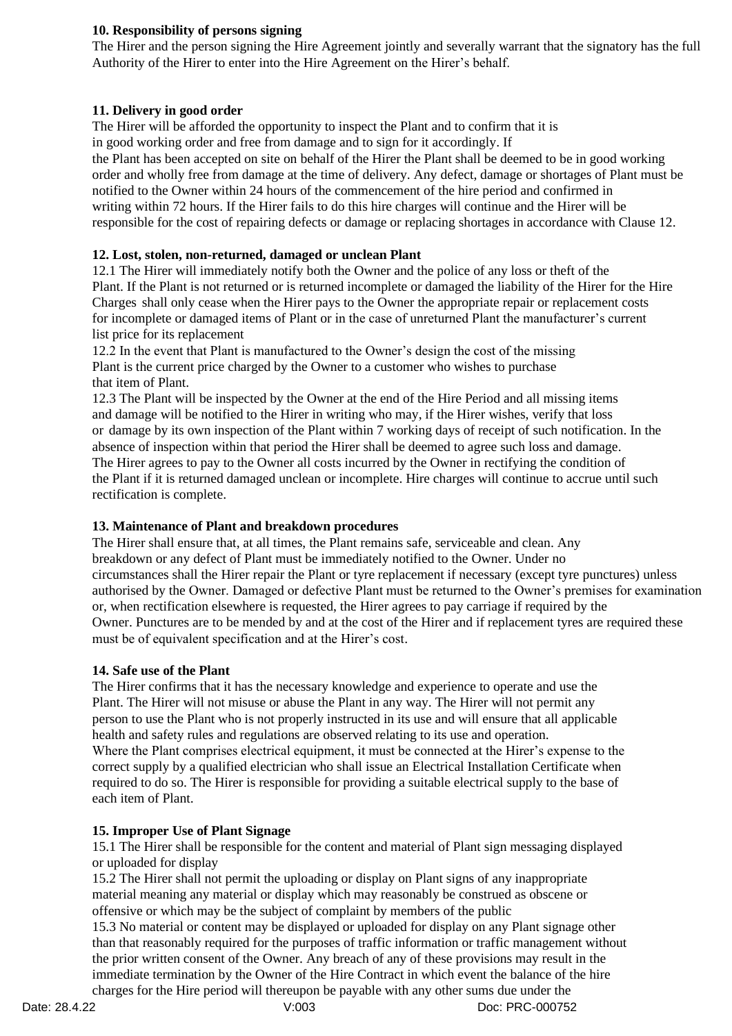**10. Responsibility of persons signing**

The Hirer and the person signing the Hire Agreement jointly and severally warrant that the signatory has the full Authority of the Hirer to enter into the Hire Agreement on the Hirer's behalf.

**11. Delivery in good order**

The Hirer will be afforded the opportunity to inspect the Plant and to confirm that it is in good working order and free from damage and to sign for it accordingly. If the Plant has been accepted on site on behalf of the Hirer the Plant shall be deemed to be in good working order and wholly free from damage at the time of delivery. Any defect, damage or shortages of Plant must be notified to the Owner within 24 hours of the commencement of the hire period and confirmed in writing within 72 hours. If the Hirer fails to do this hire charges will continue and the Hirer will be responsible for the cost of repairing defects or damage or replacing shortages in accordance with Clause 12.

**12. Lost, stolen, non-returned, damaged or unclean Plant**

12.1 The Hirer will immediately notify both the Owner and the police of any loss or theft of the Plant. If the Plant is not returned or is returned incomplete or damaged the liability of the Hirer for the Hire Charges shall only cease when the Hirer pays to the Owner the appropriate repair or replacement costs for incomplete or damaged items of Plant or in the case of unreturned Plant the manufacturer's current list price for its replacement

12.2 In the event that Plant is manufactured to the Owner's design the cost of the missing Plant is the current price charged by the Owner to a customer who wishes to purchase that item of Plant.

12.3 The Plant will be inspected by the Owner at the end of the Hire Period and all missing items and damage will be notified to the Hirer in writing who may, if the Hirer wishes, verify that loss or damage by its own inspection of the Plant within 7 working days of receipt of such notification. In the absence of inspection within that period the Hirer shall be deemed to agree such loss and damage. The Hirer agrees to pay to the Owner all costs incurred by the Owner in rectifying the condition of the Plant if it is returned damaged unclean or incomplete. Hire charges will continue to accrue until such rectification is complete.

**13. Maintenance of Plant and breakdown procedures**

The Hirer shall ensure that, at all times, the Plant remains safe, serviceable and clean. Any breakdown or any defect of Plant must be immediately notified to the Owner. Under no circumstances shall the Hirer repair the Plant or tyre replacement if necessary (except tyre punctures) unless authorised by the Owner. Damaged or defective Plant must be returned to the Owner's premises for examination or, when rectification elsewhere is requested, the Hirer agrees to pay carriage if required by the Owner. Punctures are to be mended by and at the cost of the Hirer and if replacement tyres are required these must be of equivalent specification and at the Hirer's cost.

**14. Safe use of the Plant**

The Hirer confirms that it has the necessary knowledge and experience to operate and use the Plant. The Hirer will not misuse or abuse the Plant in any way. The Hirer will not permit any person to use the Plant who is not properly instructed in its use and will ensure that all applicable health and safety rules and regulations are observed relating to its use and operation. Where the Plant comprises electrical equipment, it must be connected at the Hirer's expense to the correct supply by a qualified electrician who shall issue an Electrical Installation Certificate when required to do so. The Hirer is responsible for providing a suitable electrical supply to the base of each item of Plant.

**15. Improper Use of Plant Signage**

15.1 The Hirer shall be responsible for the content and material of Plant sign messaging displayed or uploaded for display

15.2 The Hirer shall not permit the uploading or display on Plant signs of any inappropriate material meaning any material or display which may reasonably be construed as obscene or offensive or which may be the subject of complaint by members of the public

15.3 No material or content may be displayed or uploaded for display on any Plant signage other than that reasonably required for the purposes of traffic information or traffic management without the prior written consent of the Owner. Any breach of any of these provisions may result in the immediate termination by the Owner of the Hire Contract in which event the balance of the hire charges for the Hire period will thereupon be payable with any other sums due under the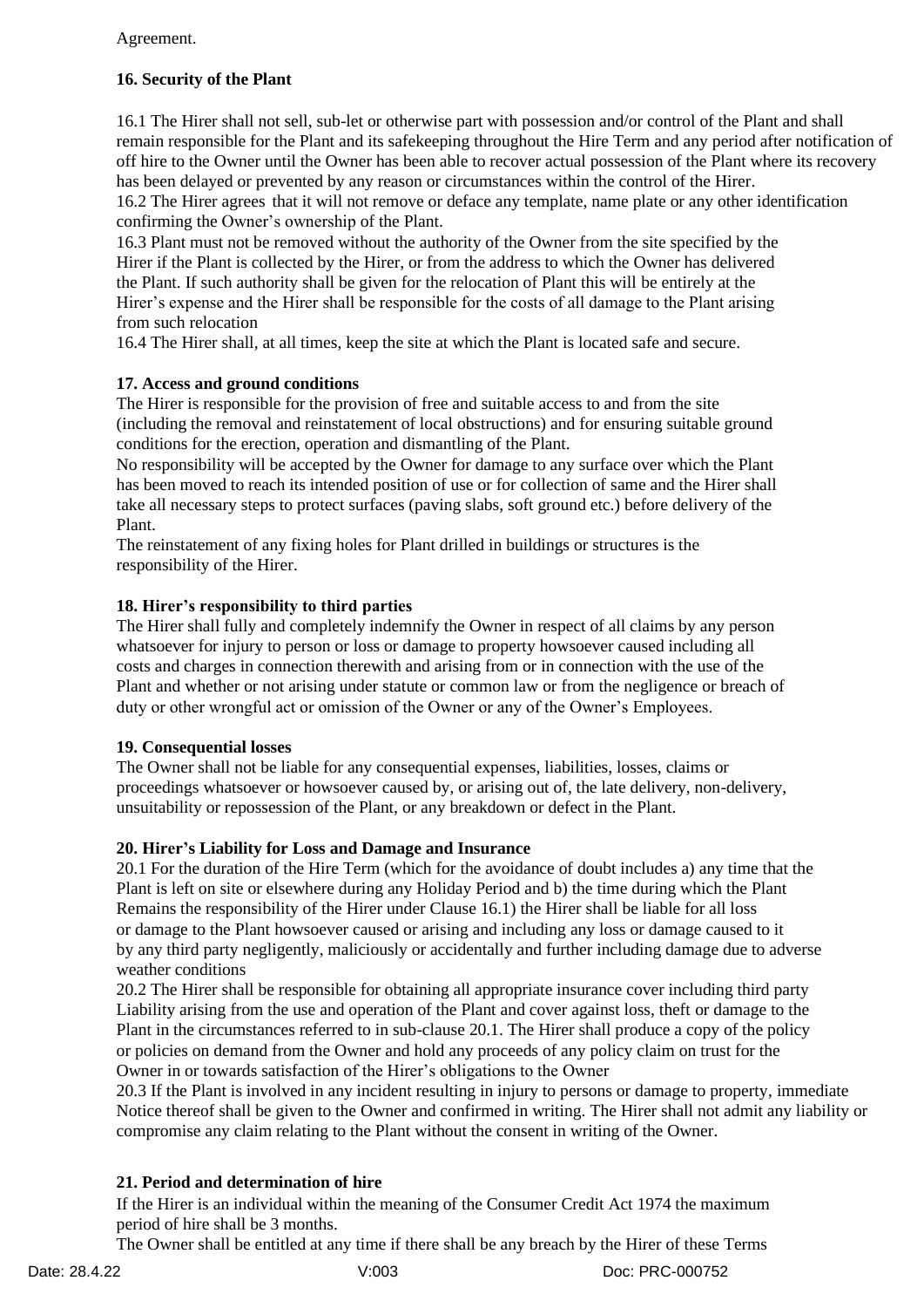Agreement.

**16. Security of the Plant**

16.1 The Hirer shall not sell, sub-let or otherwise part with possession and/or control of the Plant and shall remain responsible for the Plant and its safekeeping throughout the Hire Term and any period after notification of off hire to the Owner until the Owner has been able to recover actual possession of the Plant where its recovery has been delayed or prevented by any reason or circumstances within the control of the Hirer.
16.2 The Hirer agrees that it will not remove or deface any template, name plate or any other identification confirming the Owner's ownership of the Plant.
16.3 Plant must not be removed without the authority of the Owner from the site specified by the Hirer if the Plant is collected by the Hirer, or from the address to which the Owner has delivered the Plant. If such authority shall be given for the relocation of Plant this will be entirely at the Hirer's expense and the Hirer shall be responsible for the costs of all damage to the Plant arising from such relocation
16.4 The Hirer shall, at all times, keep the site at which the Plant is located safe and secure.

**17. Access and ground conditions**

The Hirer is responsible for the provision of free and suitable access to and from the site (including the removal and reinstatement of local obstructions) and for ensuring suitable ground conditions for the erection, operation and dismantling of the Plant.
No responsibility will be accepted by the Owner for damage to any surface over which the Plant has been moved to reach its intended position of use or for collection of same and the Hirer shall take all necessary steps to protect surfaces (paving slabs, soft ground etc.) before delivery of the Plant.
The reinstatement of any fixing holes for Plant drilled in buildings or structures is the responsibility of the Hirer.

**18. Hirer's responsibility to third parties**

The Hirer shall fully and completely indemnify the Owner in respect of all claims by any person whatsoever for injury to person or loss or damage to property howsoever caused including all costs and charges in connection therewith and arising from or in connection with the use of the Plant and whether or not arising under statute or common law or from the negligence or breach of duty or other wrongful act or omission of the Owner or any of the Owner's Employees.

**19. Consequential losses**

The Owner shall not be liable for any consequential expenses, liabilities, losses, claims or proceedings whatsoever or howsoever caused by, or arising out of, the late delivery, non-delivery, unsuitability or repossession of the Plant, or any breakdown or defect in the Plant.

**20. Hirer's Liability for Loss and Damage and Insurance**

20.1 For the duration of the Hire Term (which for the avoidance of doubt includes a) any time that the Plant is left on site or elsewhere during any Holiday Period and b) the time during which the Plant Remains the responsibility of the Hirer under Clause 16.1) the Hirer shall be liable for all loss or damage to the Plant howsoever caused or arising and including any loss or damage caused to it by any third party negligently, maliciously or accidentally and further including damage due to adverse weather conditions
20.2 The Hirer shall be responsible for obtaining all appropriate insurance cover including third party Liability arising from the use and operation of the Plant and cover against loss, theft or damage to the Plant in the circumstances referred to in sub-clause 20.1. The Hirer shall produce a copy of the policy or policies on demand from the Owner and hold any proceeds of any policy claim on trust for the Owner in or towards satisfaction of the Hirer's obligations to the Owner
20.3 If the Plant is involved in any incident resulting in injury to persons or damage to property, immediate Notice thereof shall be given to the Owner and confirmed in writing. The Hirer shall not admit any liability or compromise any claim relating to the Plant without the consent in writing of the Owner.

**21. Period and determination of hire**

If the Hirer is an individual within the meaning of the Consumer Credit Act 1974 the maximum period of hire shall be 3 months.
The Owner shall be entitled at any time if there shall be any breach by the Hirer of these Terms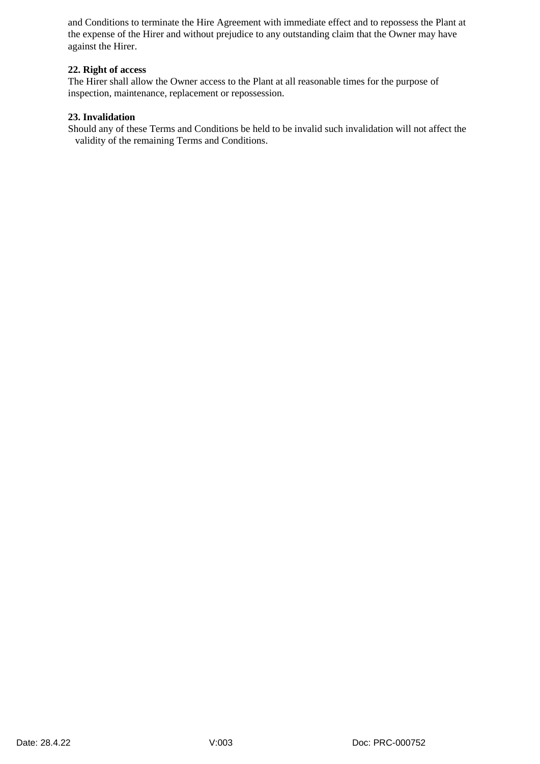and Conditions to terminate the Hire Agreement with immediate effect and to repossess the Plant at the expense of the Hirer and without prejudice to any outstanding claim that the Owner may have against the Hirer.

**22. Right of access**

The Hirer shall allow the Owner access to the Plant at all reasonable times for the purpose of inspection, maintenance, replacement or repossession.

**23. Invalidation**

Should any of these Terms and Conditions be held to be invalid such invalidation will not affect the validity of the remaining Terms and Conditions.